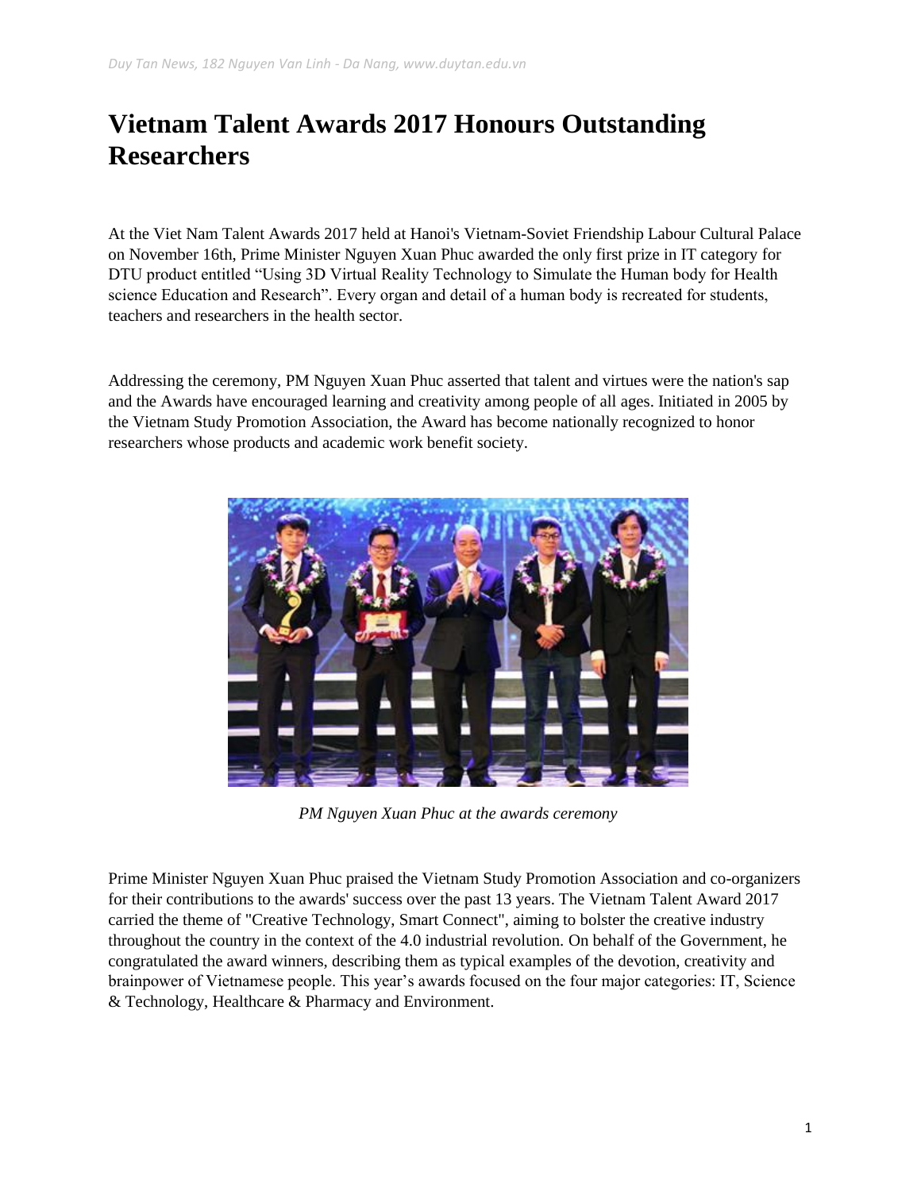# Vietnam Talent Awards 2017 Honours Outstanding Researchers

At the Viet Nam Talent Awards 2017 held at Hanoi's Vietnam-Soviet Friendship Labour Cultural Palace on November 16th, Prime Minister Nguyen Xuan Phuc awarded the only first prize in IT category for DTU product entitled "Using 3D Virtual Reality Technology to Simulate the Human body for Health science Education and Research". Every organ and detail of a human body is recreated for students, teachers and researchers in the health sector.

Addressing the ceremony, PM Nguyen Xuan Phuc asserted that talent and virtues were the nation's sap and the Awards have encouraged learning and creativity among people of all ages. Initiated in 2005 by the Vietnam Study Promotion Association, the Award has become nationally recognized to honor researchers whose products and academic work benefit society.

*PM Nguyen Xuan Phuc at the awards ceremony*

Prime Minister Nguyen Xuan Phuc praised the Vietnam Study Promotion Association and co-organizers for their contributions to the awards' success over the past 13 years. The Vietnam Talent Award 2017 carried the theme of "Creative Technology, Smart Connect", aiming to bolster the creative industry throughout the country in the context of the 4.0 industrial revolution. On behalf of the Government, he congratulated the award winners, describing them as typical examples of the devotion, creativity and brainpower of Vietnamese people. This year's awards focused on the four major categories: IT, Science & Technology, Healthcare & Pharmacy and Environment.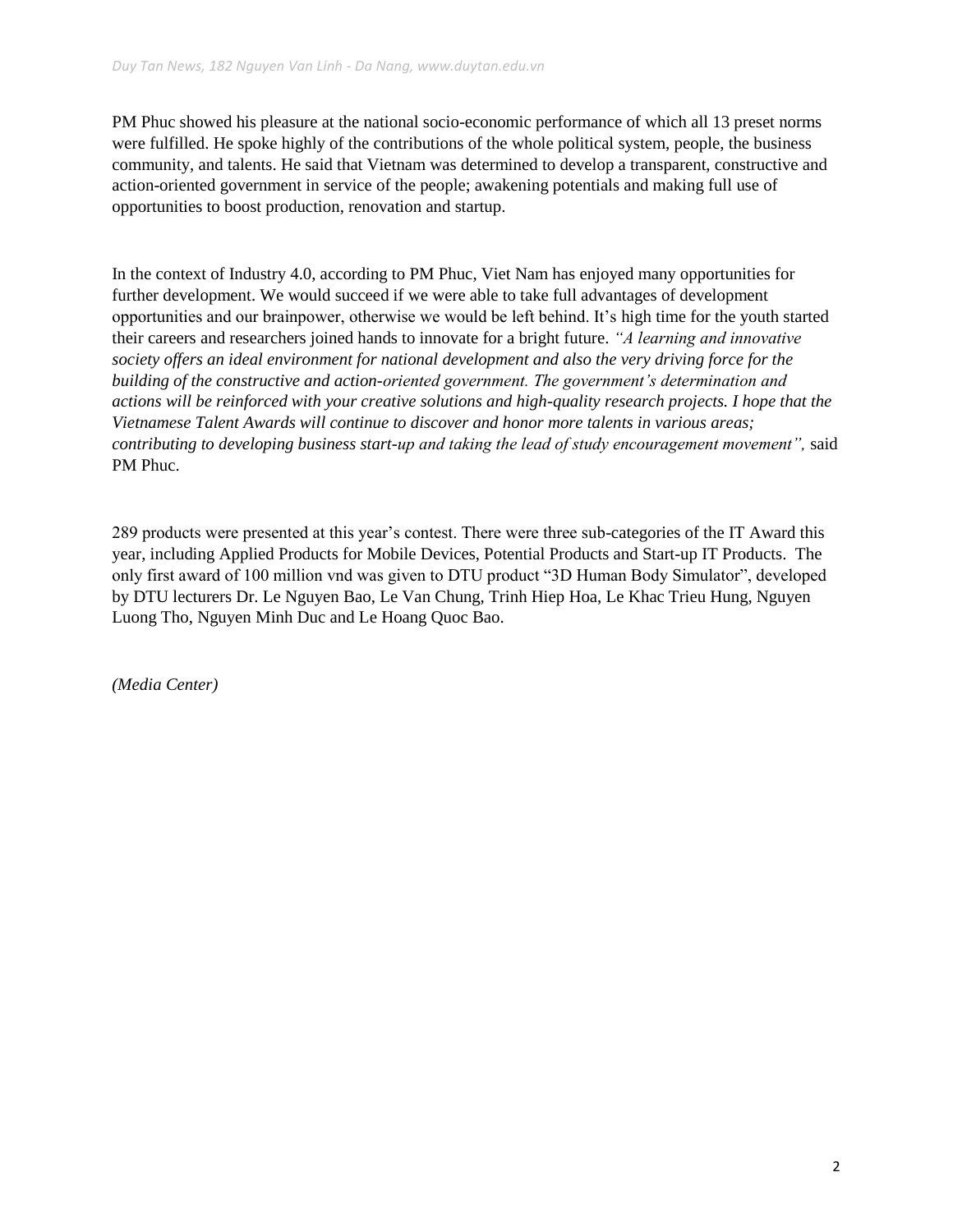PM Phuc showed his pleasure at the national socio-economic performance of which all 13 preset norms were fulfilled. He spoke highly of the contributions of the whole political system, people, the business community, and talents. He said that Vietnam was determined to develop a transparent, constructive and action-oriented government in service of the people; awakening potentials and making full use of opportunities to boost production, renovation and startup.

In the context of Industry 4.0, according to PM Phuc, Viet Nam has enjoyed many opportunities for further development. We would succeed if we were able to take full advantages of development opportunities and our brainpower, otherwise we would be left behind. It's high time for the youth started their careers and researchers joined hands to innovate for a bright future. *"A learning and innovative society offers an ideal environment for national development and also the very driving force for the building of the constructive and action-oriented government. The government's determination and actions will be reinforced with your creative solutions and high-quality research projects. I hope that the Vietnamese Talent Awards will continue to discover and honor more talents in various areas; contributing to developing business start-up and taking the lead of study encouragement movement",* said PM Phuc.

289 products were presented at this year's contest. There were three sub-categories of the IT Award this year, including Applied Products for Mobile Devices, Potential Products and Start-up IT Products. The only first award of 100 million vnd was given to DTU product "3D Human Body Simulator", developed by DTU lecturers Dr. Le Nguyen Bao, Le Van Chung, Trinh Hiep Hoa, Le Khac Trieu Hung, Nguyen Luong Tho, Nguyen Minh Duc and Le Hoang Quoc Bao.

*(Media Center)*